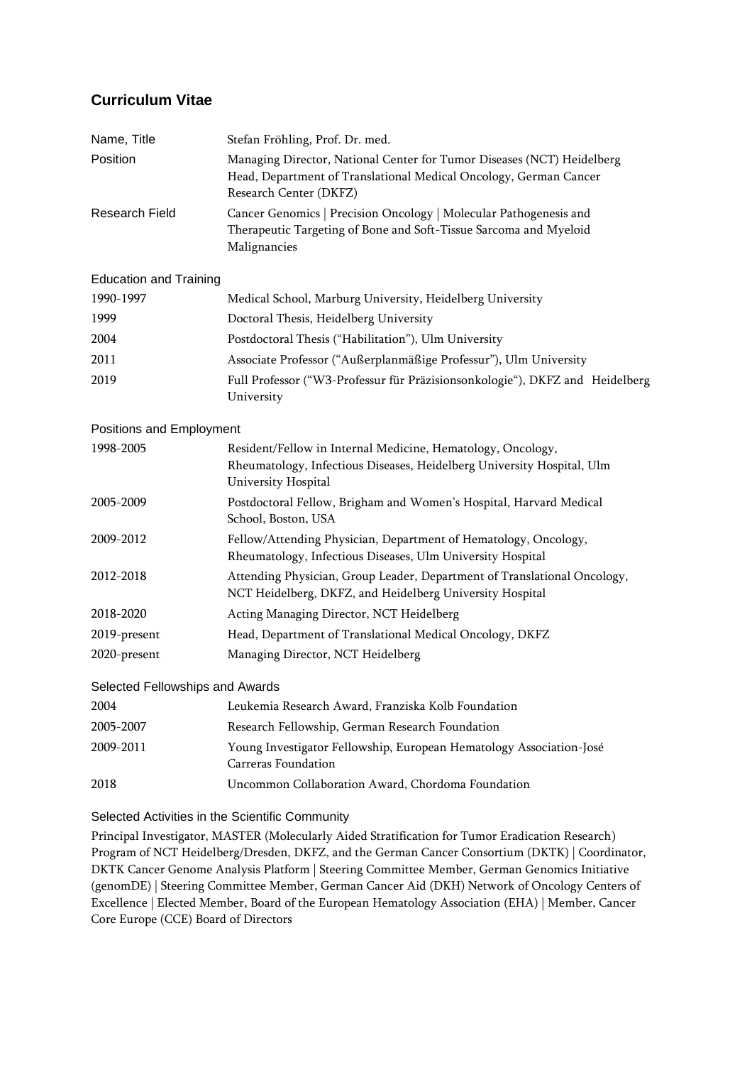# Curriculum Vitae

| | |
|---|---|
| Name, Title | Stefan Fröhling, Prof. Dr. med. |
| Position | Managing Director, National Center for Tumor Diseases (NCT) Heidelberg<br>Head, Department of Translational Medical Oncology, German Cancer Research Center (DKFZ) |
| Research Field | Cancer Genomics \| Precision Oncology \| Molecular Pathogenesis and Therapeutic Targeting of Bone and Soft-Tissue Sarcoma and Myeloid Malignancies |

## Education and Training

| | |
|---|---|
| 1990-1997 | Medical School, Marburg University, Heidelberg University |
| 1999 | Doctoral Thesis, Heidelberg University |
| 2004 | Postdoctoral Thesis ("Habilitation"), Ulm University |
| 2011 | Associate Professor ("Außerplanmäßige Professur"), Ulm University |
| 2019 | Full Professor ("W3-Professur für Präzisionsonkologie"), DKFZ and Heidelberg University |

## Positions and Employment

| | |
|---|---|
| 1998-2005 | Resident/Fellow in Internal Medicine, Hematology, Oncology, Rheumatology, Infectious Diseases, Heidelberg University Hospital, Ulm University Hospital |
| 2005-2009 | Postdoctoral Fellow, Brigham and Women's Hospital, Harvard Medical School, Boston, USA |
| 2009-2012 | Fellow/Attending Physician, Department of Hematology, Oncology, Rheumatology, Infectious Diseases, Ulm University Hospital |
| 2012-2018 | Attending Physician, Group Leader, Department of Translational Oncology, NCT Heidelberg, DKFZ, and Heidelberg University Hospital |
| 2018-2020 | Acting Managing Director, NCT Heidelberg |
| 2019-present | Head, Department of Translational Medical Oncology, DKFZ |
| 2020-present | Managing Director, NCT Heidelberg |

## Selected Fellowships and Awards

| | |
|---|---|
| 2004 | Leukemia Research Award, Franziska Kolb Foundation |
| 2005-2007 | Research Fellowship, German Research Foundation |
| 2009-2011 | Young Investigator Fellowship, European Hematology Association-José Carreras Foundation |
| 2018 | Uncommon Collaboration Award, Chordoma Foundation |

## Selected Activities in the Scientific Community

Principal Investigator, MASTER (Molecularly Aided Stratification for Tumor Eradication Research) Program of NCT Heidelberg/Dresden, DKFZ, and the German Cancer Consortium (DKTK) | Coordinator, DKTK Cancer Genome Analysis Platform | Steering Committee Member, German Genomics Initiative (genomDE) | Steering Committee Member, German Cancer Aid (DKH) Network of Oncology Centers of Excellence | Elected Member, Board of the European Hematology Association (EHA) | Member, Cancer Core Europe (CCE) Board of Directors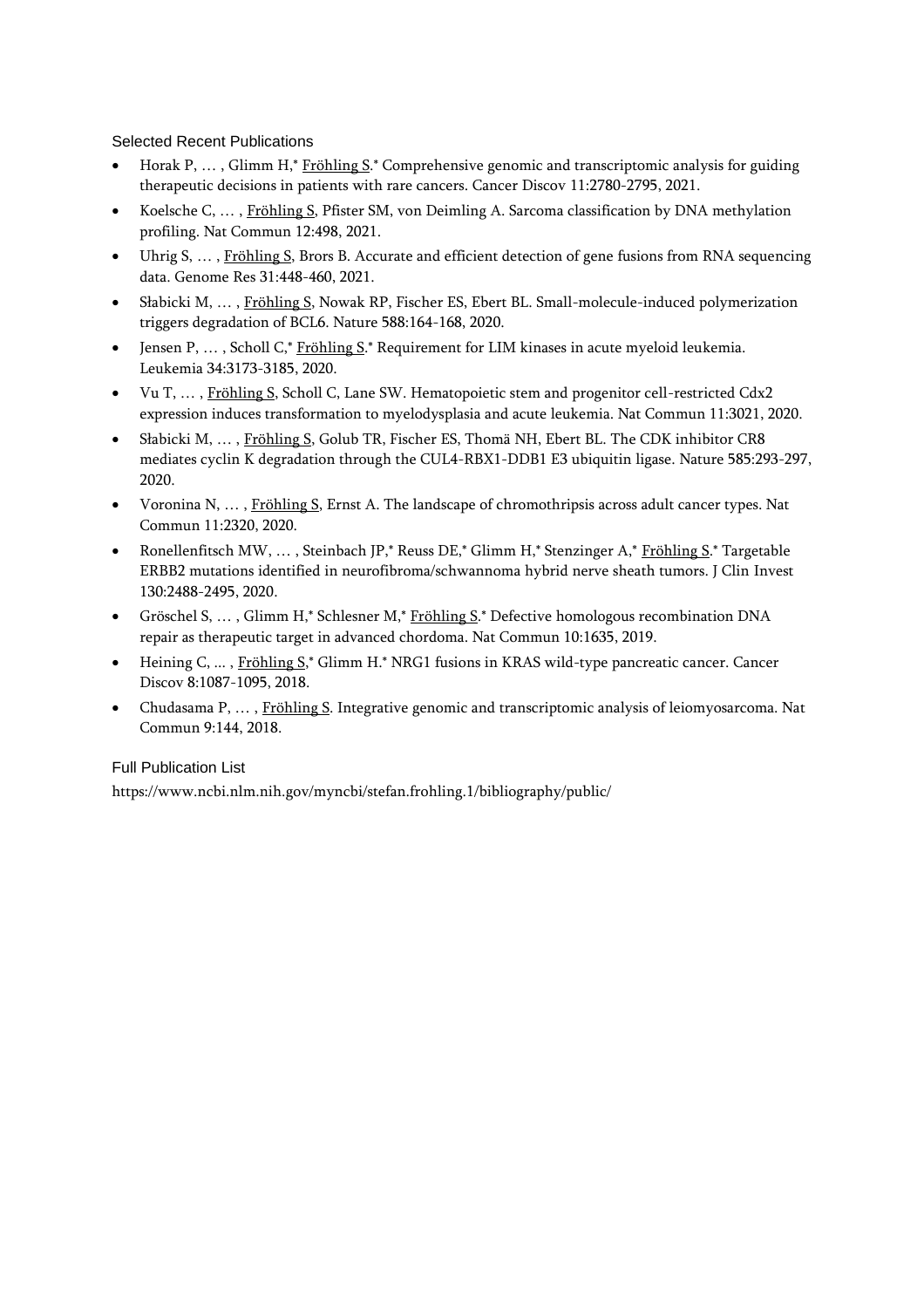## Selected Recent Publications

- Horak P, … , Glimm H,* Fröhling S.* Comprehensive genomic and transcriptomic analysis for guiding therapeutic decisions in patients with rare cancers. Cancer Discov 11:2780-2795, 2021.
- Koelsche C, … , Fröhling S, Pfister SM, von Deimling A. Sarcoma classification by DNA methylation profiling. Nat Commun 12:498, 2021.
- Uhrig S, … , Fröhling S, Brors B. Accurate and efficient detection of gene fusions from RNA sequencing data. Genome Res 31:448-460, 2021.
- Słabicki M, … , Fröhling S, Nowak RP, Fischer ES, Ebert BL. Small-molecule-induced polymerization triggers degradation of BCL6. Nature 588:164-168, 2020.
- Jensen P, … , Scholl C,* Fröhling S.* Requirement for LIM kinases in acute myeloid leukemia. Leukemia 34:3173-3185, 2020.
- Vu T, … , Fröhling S, Scholl C, Lane SW. Hematopoietic stem and progenitor cell-restricted Cdx2 expression induces transformation to myelodysplasia and acute leukemia. Nat Commun 11:3021, 2020.
- Słabicki M, … , Fröhling S, Golub TR, Fischer ES, Thomä NH, Ebert BL. The CDK inhibitor CR8 mediates cyclin K degradation through the CUL4-RBX1-DDB1 E3 ubiquitin ligase. Nature 585:293-297, 2020.
- Voronina N, … , Fröhling S, Ernst A. The landscape of chromothripsis across adult cancer types. Nat Commun 11:2320, 2020.
- Ronellenfitsch MW, … , Steinbach JP,* Reuss DE,* Glimm H,* Stenzinger A,* Fröhling S.* Targetable ERBB2 mutations identified in neurofibroma/schwannoma hybrid nerve sheath tumors. J Clin Invest 130:2488-2495, 2020.
- Gröschel S, … , Glimm H,* Schlesner M,* Fröhling S.* Defective homologous recombination DNA repair as therapeutic target in advanced chordoma. Nat Commun 10:1635, 2019.
- Heining C, ... , Fröhling S,* Glimm H.* NRG1 fusions in KRAS wild-type pancreatic cancer. Cancer Discov 8:1087-1095, 2018.
- Chudasama P, … , Fröhling S. Integrative genomic and transcriptomic analysis of leiomyosarcoma. Nat Commun 9:144, 2018.

## Full Publication List

https://www.ncbi.nlm.nih.gov/myncbi/stefan.frohling.1/bibliography/public/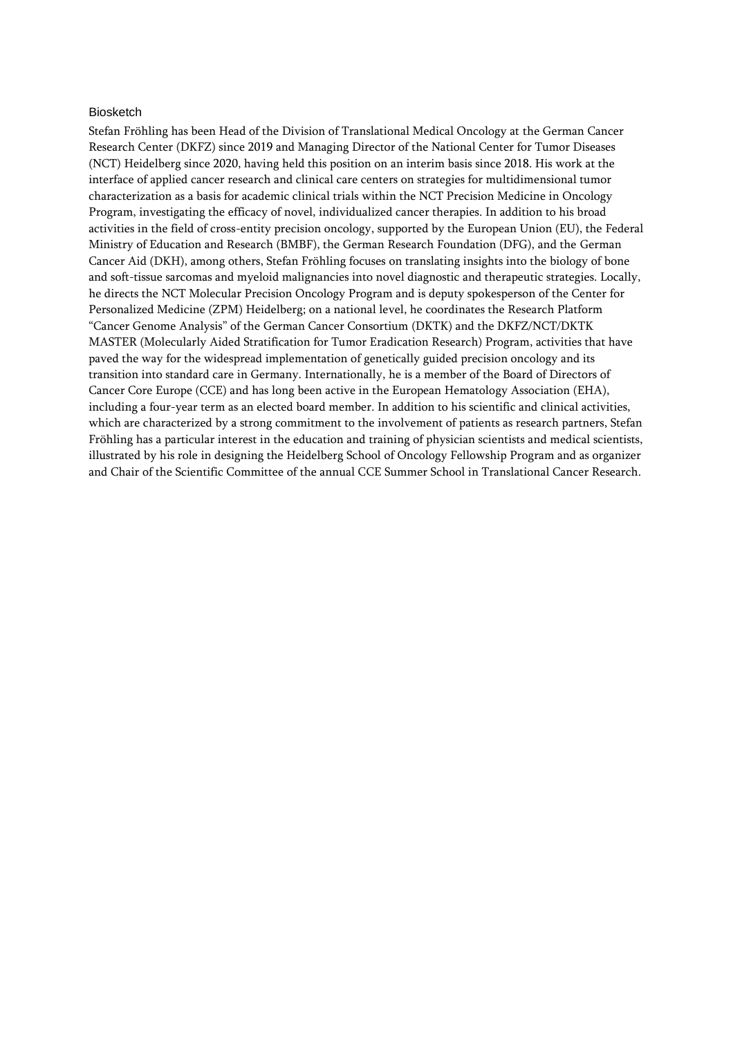## Biosketch

Stefan Fröhling has been Head of the Division of Translational Medical Oncology at the German Cancer Research Center (DKFZ) since 2019 and Managing Director of the National Center for Tumor Diseases (NCT) Heidelberg since 2020, having held this position on an interim basis since 2018. His work at the interface of applied cancer research and clinical care centers on strategies for multidimensional tumor characterization as a basis for academic clinical trials within the NCT Precision Medicine in Oncology Program, investigating the efficacy of novel, individualized cancer therapies. In addition to his broad activities in the field of cross-entity precision oncology, supported by the European Union (EU), the Federal Ministry of Education and Research (BMBF), the German Research Foundation (DFG), and the German Cancer Aid (DKH), among others, Stefan Fröhling focuses on translating insights into the biology of bone and soft-tissue sarcomas and myeloid malignancies into novel diagnostic and therapeutic strategies. Locally, he directs the NCT Molecular Precision Oncology Program and is deputy spokesperson of the Center for Personalized Medicine (ZPM) Heidelberg; on a national level, he coordinates the Research Platform "Cancer Genome Analysis" of the German Cancer Consortium (DKTK) and the DKFZ/NCT/DKTK MASTER (Molecularly Aided Stratification for Tumor Eradication Research) Program, activities that have paved the way for the widespread implementation of genetically guided precision oncology and its transition into standard care in Germany. Internationally, he is a member of the Board of Directors of Cancer Core Europe (CCE) and has long been active in the European Hematology Association (EHA), including a four-year term as an elected board member. In addition to his scientific and clinical activities, which are characterized by a strong commitment to the involvement of patients as research partners, Stefan Fröhling has a particular interest in the education and training of physician scientists and medical scientists, illustrated by his role in designing the Heidelberg School of Oncology Fellowship Program and as organizer and Chair of the Scientific Committee of the annual CCE Summer School in Translational Cancer Research.